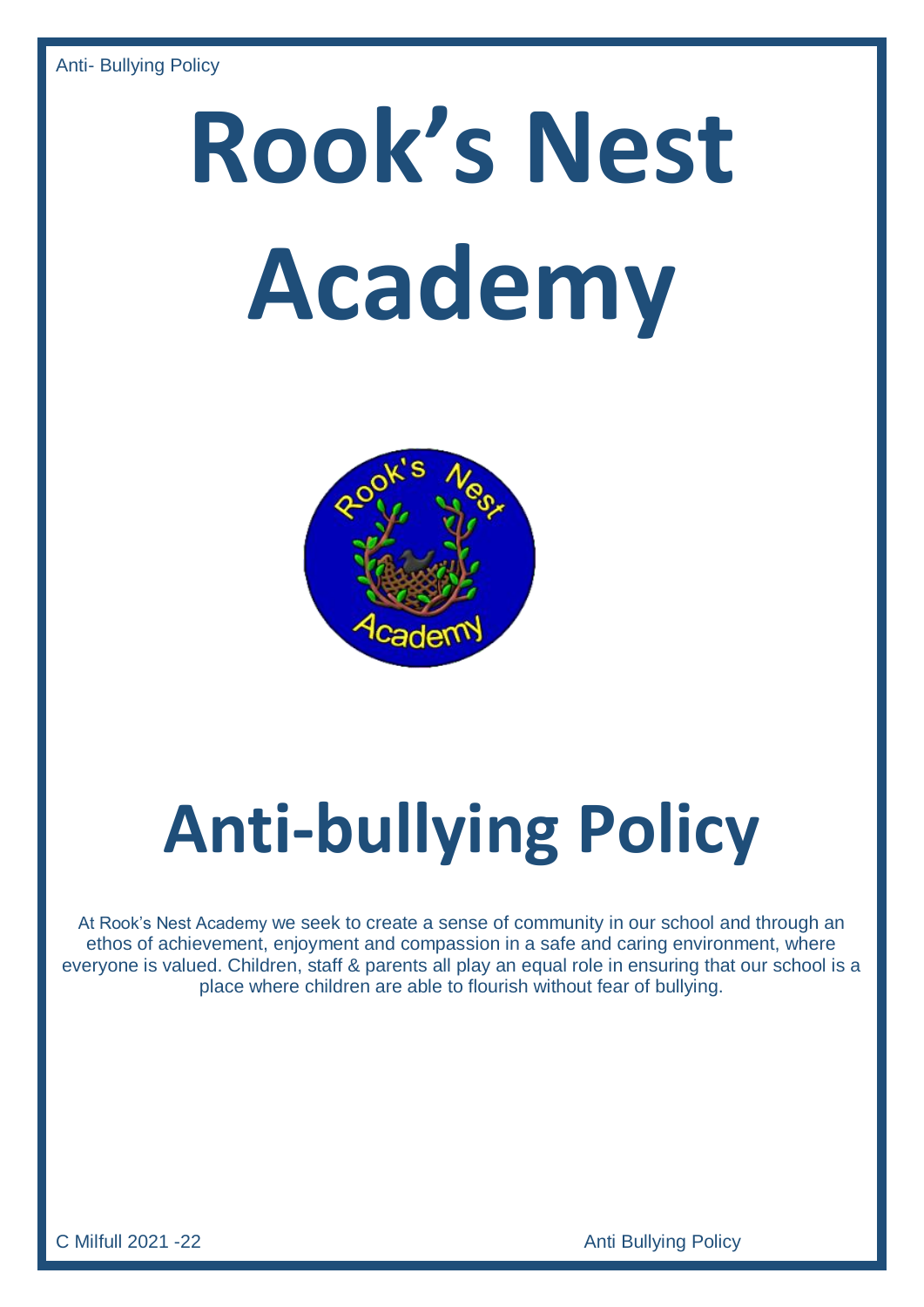# Rook's Nest Academy

# Anti-bullying Policy

At Rook's Nest Academy we seek to create a sense of community in our school and through an ethos of achievement, enjoyment and compassion in a safe and caring environment, where everyone is valued. Children, staff & parents all play an equal role in ensuring that our school is a place where children are able to flourish without fear of bullying.

C Milfull 2021 -22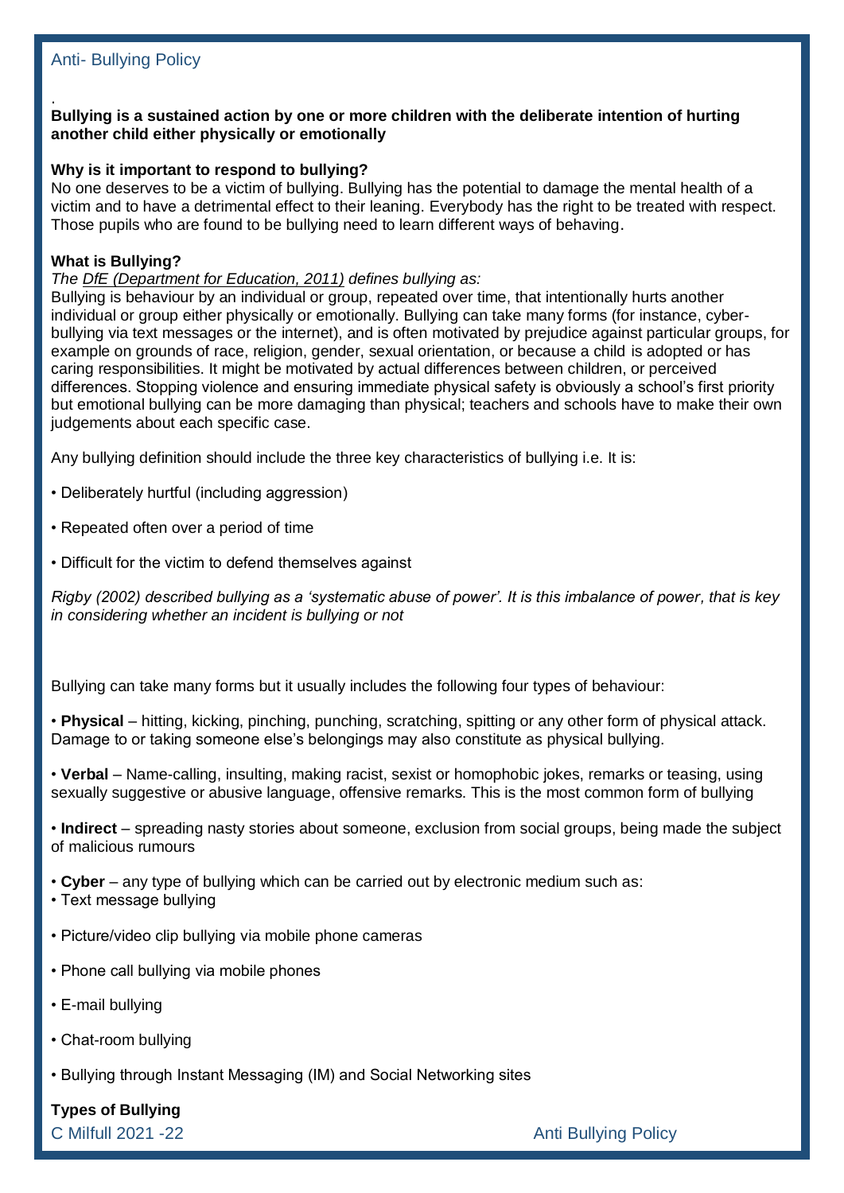.

**Bullying is a sustained action by one or more children with the deliberate intention of hurting another child either physically or emotionally**

**Why is it important to respond to bullying?**

No one deserves to be a victim of bullying. Bullying has the potential to damage the mental health of a victim and to have a detrimental effect to their leaning. Everybody has the right to be treated with respect. Those pupils who are found to be bullying need to learn different ways of behaving.

**What is Bullying?**

*The DfE (Department for Education, 2011) defines bullying as:*

Bullying is behaviour by an individual or group, repeated over time, that intentionally hurts another individual or group either physically or emotionally. Bullying can take many forms (for instance, cyber-bullying via text messages or the internet), and is often motivated by prejudice against particular groups, for example on grounds of race, religion, gender, sexual orientation, or because a child is adopted or has caring responsibilities. It might be motivated by actual differences between children, or perceived differences. Stopping violence and ensuring immediate physical safety is obviously a school's first priority but emotional bullying can be more damaging than physical; teachers and schools have to make their own judgements about each specific case.

Any bullying definition should include the three key characteristics of bullying i.e. It is:

- Deliberately hurtful (including aggression)
- Repeated often over a period of time
- Difficult for the victim to defend themselves against

*Rigby (2002) described bullying as a 'systematic abuse of power'. It is this imbalance of power, that is key in considering whether an incident is bullying or not*

Bullying can take many forms but it usually includes the following four types of behaviour:

- **Physical** – hitting, kicking, pinching, punching, scratching, spitting or any other form of physical attack. Damage to or taking someone else's belongings may also constitute as physical bullying.
- **Verbal** – Name-calling, insulting, making racist, sexist or homophobic jokes, remarks or teasing, using sexually suggestive or abusive language, offensive remarks. This is the most common form of bullying
- **Indirect** – spreading nasty stories about someone, exclusion from social groups, being made the subject of malicious rumours
- **Cyber** – any type of bullying which can be carried out by electronic medium such as:
- Text message bullying
- Picture/video clip bullying via mobile phone cameras
- Phone call bullying via mobile phones
- E-mail bullying
- Chat-room bullying
- Bullying through Instant Messaging (IM) and Social Networking sites

**Types of Bullying**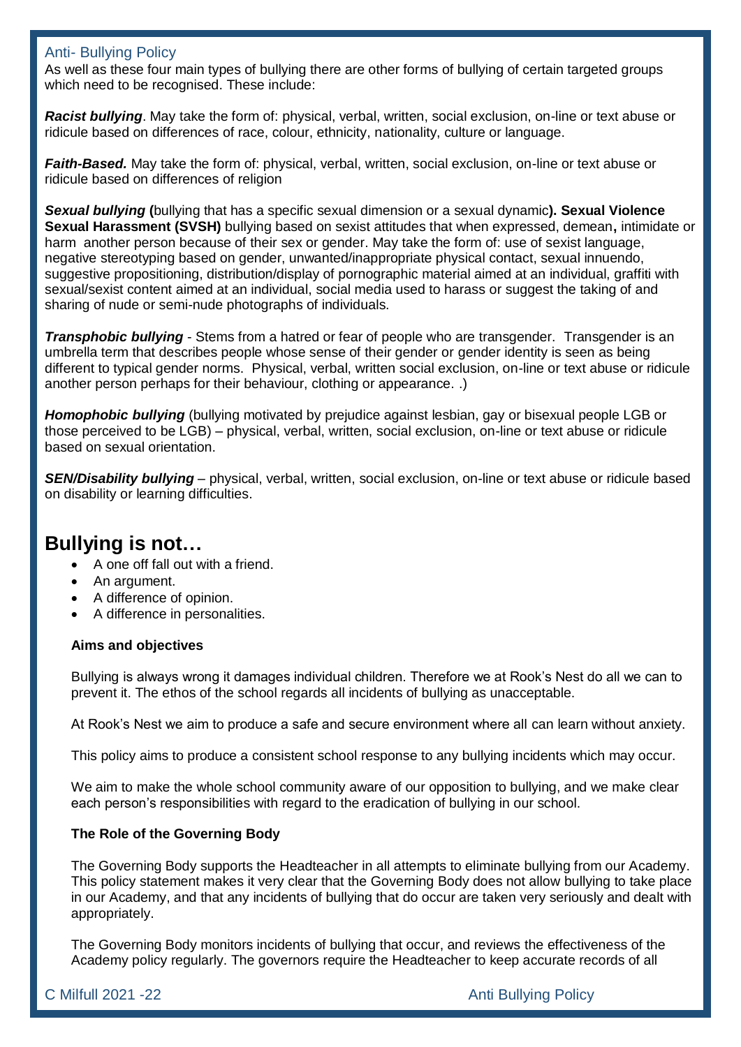As well as these four main types of bullying there are other forms of bullying of certain targeted groups which need to be recognised. These include:

***Racist bullying***. May take the form of: physical, verbal, written, social exclusion, on-line or text abuse or ridicule based on differences of race, colour, ethnicity, nationality, culture or language.

***Faith-Based.*** May take the form of: physical, verbal, written, social exclusion, on-line or text abuse or ridicule based on differences of religion

***Sexual bullying*** **(**bullying that has a specific sexual dimension or a sexual dynamic**). Sexual Violence Sexual Harassment (SVSH)** bullying based on sexist attitudes that when expressed, demean**,** intimidate or harm another person because of their sex or gender. May take the form of: use of sexist language, negative stereotyping based on gender, unwanted/inappropriate physical contact, sexual innuendo, suggestive propositioning, distribution/display of pornographic material aimed at an individual, graffiti with sexual/sexist content aimed at an individual, social media used to harass or suggest the taking of and sharing of nude or semi-nude photographs of individuals.

***Transphobic bullying*** - Stems from a hatred or fear of people who are transgender. Transgender is an umbrella term that describes people whose sense of their gender or gender identity is seen as being different to typical gender norms. Physical, verbal, written social exclusion, on-line or text abuse or ridicule another person perhaps for their behaviour, clothing or appearance. .)

***Homophobic bullying*** (bullying motivated by prejudice against lesbian, gay or bisexual people LGB or those perceived to be LGB) – physical, verbal, written, social exclusion, on-line or text abuse or ridicule based on sexual orientation.

***SEN/Disability bullying*** – physical, verbal, written, social exclusion, on-line or text abuse or ridicule based on disability or learning difficulties.

## Bullying is not…

- A one off fall out with a friend.
- An argument.
- A difference of opinion.
- A difference in personalities.

**Aims and objectives**

Bullying is always wrong it damages individual children. Therefore we at Rook's Nest do all we can to prevent it. The ethos of the school regards all incidents of bullying as unacceptable.

At Rook's Nest we aim to produce a safe and secure environment where all can learn without anxiety.

This policy aims to produce a consistent school response to any bullying incidents which may occur.

We aim to make the whole school community aware of our opposition to bullying, and we make clear each person's responsibilities with regard to the eradication of bullying in our school.

**The Role of the Governing Body**

The Governing Body supports the Headteacher in all attempts to eliminate bullying from our Academy. This policy statement makes it very clear that the Governing Body does not allow bullying to take place in our Academy, and that any incidents of bullying that do occur are taken very seriously and dealt with appropriately.

The Governing Body monitors incidents of bullying that occur, and reviews the effectiveness of the Academy policy regularly. The governors require the Headteacher to keep accurate records of all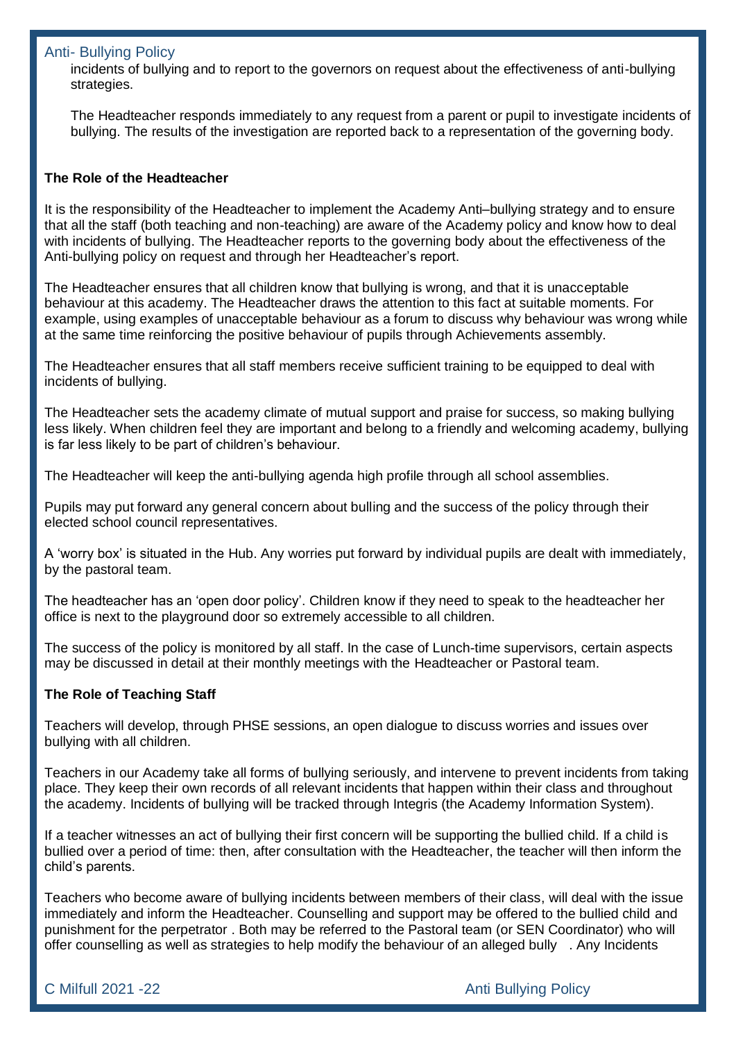incidents of bullying and to report to the governors on request about the effectiveness of anti-bullying strategies.

The Headteacher responds immediately to any request from a parent or pupil to investigate incidents of bullying. The results of the investigation are reported back to a representation of the governing body.

**The Role of the Headteacher**

It is the responsibility of the Headteacher to implement the Academy Anti–bullying strategy and to ensure that all the staff (both teaching and non-teaching) are aware of the Academy policy and know how to deal with incidents of bullying. The Headteacher reports to the governing body about the effectiveness of the Anti-bullying policy on request and through her Headteacher's report.

The Headteacher ensures that all children know that bullying is wrong, and that it is unacceptable behaviour at this academy. The Headteacher draws the attention to this fact at suitable moments. For example, using examples of unacceptable behaviour as a forum to discuss why behaviour was wrong while at the same time reinforcing the positive behaviour of pupils through Achievements assembly.

The Headteacher ensures that all staff members receive sufficient training to be equipped to deal with incidents of bullying.

The Headteacher sets the academy climate of mutual support and praise for success, so making bullying less likely. When children feel they are important and belong to a friendly and welcoming academy, bullying is far less likely to be part of children's behaviour.

The Headteacher will keep the anti-bullying agenda high profile through all school assemblies.

Pupils may put forward any general concern about bulling and the success of the policy through their elected school council representatives.

A 'worry box' is situated in the Hub. Any worries put forward by individual pupils are dealt with immediately, by the pastoral team.

The headteacher has an 'open door policy'. Children know if they need to speak to the headteacher her office is next to the playground door so extremely accessible to all children.

The success of the policy is monitored by all staff. In the case of Lunch-time supervisors, certain aspects may be discussed in detail at their monthly meetings with the Headteacher or Pastoral team.

**The Role of Teaching Staff**

Teachers will develop, through PHSE sessions, an open dialogue to discuss worries and issues over bullying with all children.

Teachers in our Academy take all forms of bullying seriously, and intervene to prevent incidents from taking place. They keep their own records of all relevant incidents that happen within their class and throughout the academy. Incidents of bullying will be tracked through Integris (the Academy Information System).

If a teacher witnesses an act of bullying their first concern will be supporting the bullied child. If a child is bullied over a period of time: then, after consultation with the Headteacher, the teacher will then inform the child's parents.

Teachers who become aware of bullying incidents between members of their class, will deal with the issue immediately and inform the Headteacher. Counselling and support may be offered to the bullied child and punishment for the perpetrator . Both may be referred to the Pastoral team (or SEN Coordinator) who will offer counselling as well as strategies to help modify the behaviour of an alleged bully . Any Incidents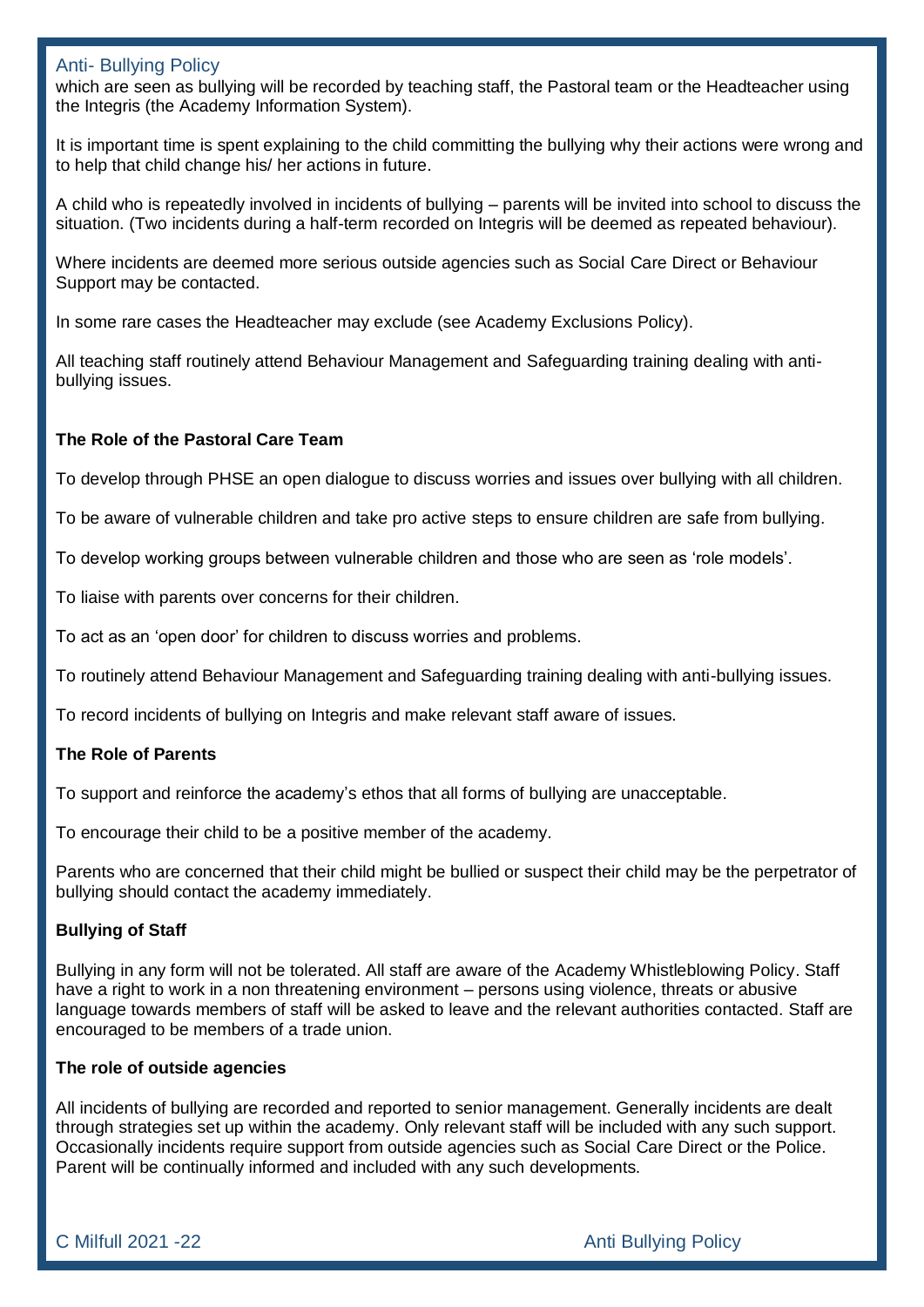which are seen as bullying will be recorded by teaching staff, the Pastoral team or the Headteacher using the Integris (the Academy Information System).

It is important time is spent explaining to the child committing the bullying why their actions were wrong and to help that child change his/ her actions in future.

A child who is repeatedly involved in incidents of bullying – parents will be invited into school to discuss the situation. (Two incidents during a half-term recorded on Integris will be deemed as repeated behaviour).

Where incidents are deemed more serious outside agencies such as Social Care Direct or Behaviour Support may be contacted.

In some rare cases the Headteacher may exclude (see Academy Exclusions Policy).

All teaching staff routinely attend Behaviour Management and Safeguarding training dealing with anti-bullying issues.

**The Role of the Pastoral Care Team**

To develop through PHSE an open dialogue to discuss worries and issues over bullying with all children.

To be aware of vulnerable children and take pro active steps to ensure children are safe from bullying.

To develop working groups between vulnerable children and those who are seen as 'role models'.

To liaise with parents over concerns for their children.

To act as an 'open door' for children to discuss worries and problems.

To routinely attend Behaviour Management and Safeguarding training dealing with anti-bullying issues.

To record incidents of bullying on Integris and make relevant staff aware of issues.

**The Role of Parents**

To support and reinforce the academy's ethos that all forms of bullying are unacceptable.

To encourage their child to be a positive member of the academy.

Parents who are concerned that their child might be bullied or suspect their child may be the perpetrator of bullying should contact the academy immediately.

**Bullying of Staff**

Bullying in any form will not be tolerated. All staff are aware of the Academy Whistleblowing Policy. Staff have a right to work in a non threatening environment – persons using violence, threats or abusive language towards members of staff will be asked to leave and the relevant authorities contacted. Staff are encouraged to be members of a trade union.

**The role of outside agencies**

All incidents of bullying are recorded and reported to senior management. Generally incidents are dealt through strategies set up within the academy. Only relevant staff will be included with any such support. Occasionally incidents require support from outside agencies such as Social Care Direct or the Police. Parent will be continually informed and included with any such developments.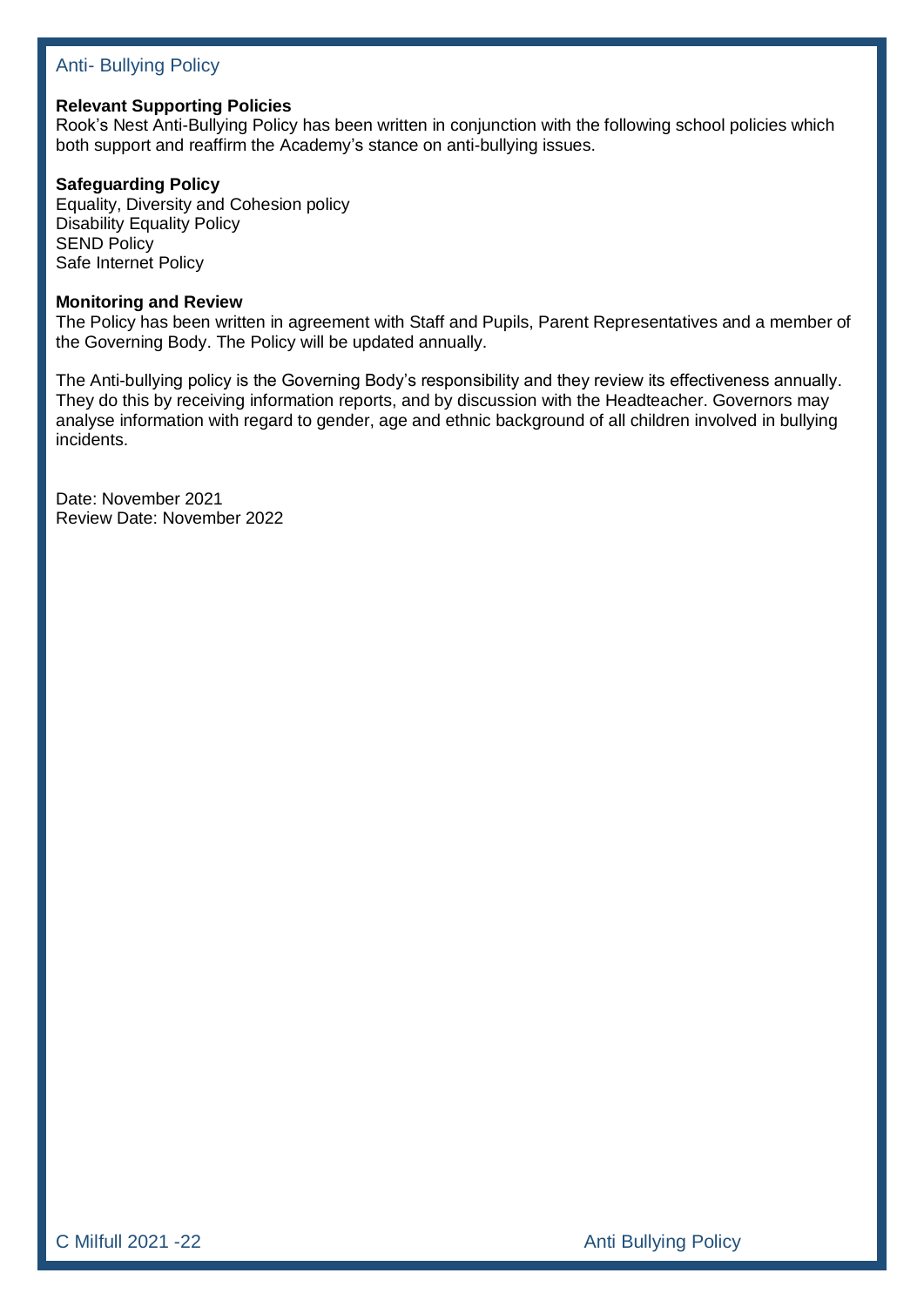**Relevant Supporting Policies**
Rook's Nest Anti-Bullying Policy has been written in conjunction with the following school policies which both support and reaffirm the Academy's stance on anti-bullying issues.

**Safeguarding Policy**
Equality, Diversity and Cohesion policy
Disability Equality Policy
SEND Policy
Safe Internet Policy

**Monitoring and Review**
The Policy has been written in agreement with Staff and Pupils, Parent Representatives and a member of the Governing Body. The Policy will be updated annually.

The Anti-bullying policy is the Governing Body's responsibility and they review its effectiveness annually. They do this by receiving information reports, and by discussion with the Headteacher. Governors may analyse information with regard to gender, age and ethnic background of all children involved in bullying incidents.

Date: November 2021
Review Date: November 2022